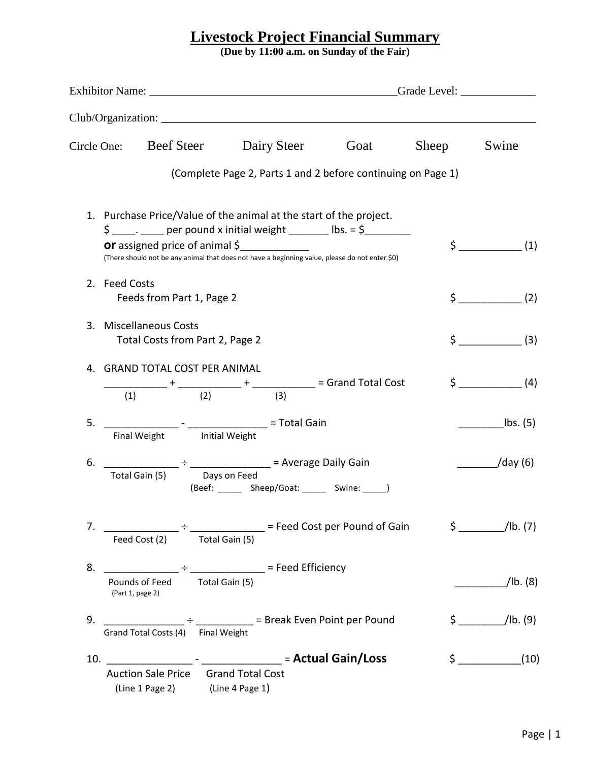# Livestock Project Financial Summary

**(Due by 11:00 a.m. on Sunday of the Fair)**

Exhibitor Name: ___________________________________________Grade Level: _____________

Club/Organization: ____________________________________________________________________

Circle One: Beef Steer Dairy Steer Goat Sheep Swine

(Complete Page 2, Parts 1 and 2 before continuing on Page 1)

1. Purchase Price/Value of the animal at the start of the project.
   $ ____. ____ per pound x initial weight _______ lbs. = $________
   **or** assigned price of animal $____________ $ ___________ (1)
   (There should not be any animal that does not have a beginning value, please do not enter $0)

2. Feed Costs
   Feeds from Part 1, Page 2 $ ___________ (2)

3. Miscellaneous Costs
   Total Costs from Part 2, Page 2 $ ___________ (3)

4. GRAND TOTAL COST PER ANIMAL
   ___________ + ___________ + ___________ = Grand Total Cost $ ___________ (4)
   (1) (2) (3)

5. _____________ - ______________ = Total Gain ________lbs. (5)
   Final Weight Initial Weight

6. _____________ ÷ ______________ = Average Daily Gain _______/day (6)
   Total Gain (5) Days on Feed
   (Beef: _____ Sheep/Goat: _____ Swine: _____)

7. _____________ ÷ _____________ = Feed Cost per Pound of Gain $ ________/lb. (7)
   Feed Cost (2) Total Gain (5)

8. _____________ ÷ _____________ = Feed Efficiency
   Pounds of Feed Total Gain (5) _________/lb. (8)
   (Part 1, page 2)

9. ______________ ÷ __________ = Break Even Point per Pound $ ________/lb. (9)
   Grand Total Costs (4) Final Weight

10. _______________ - ______________ = **Actual Gain/Loss** $ ___________(10)
    Auction Sale Price Grand Total Cost
    (Line 1 Page 2) (Line 4 Page 1)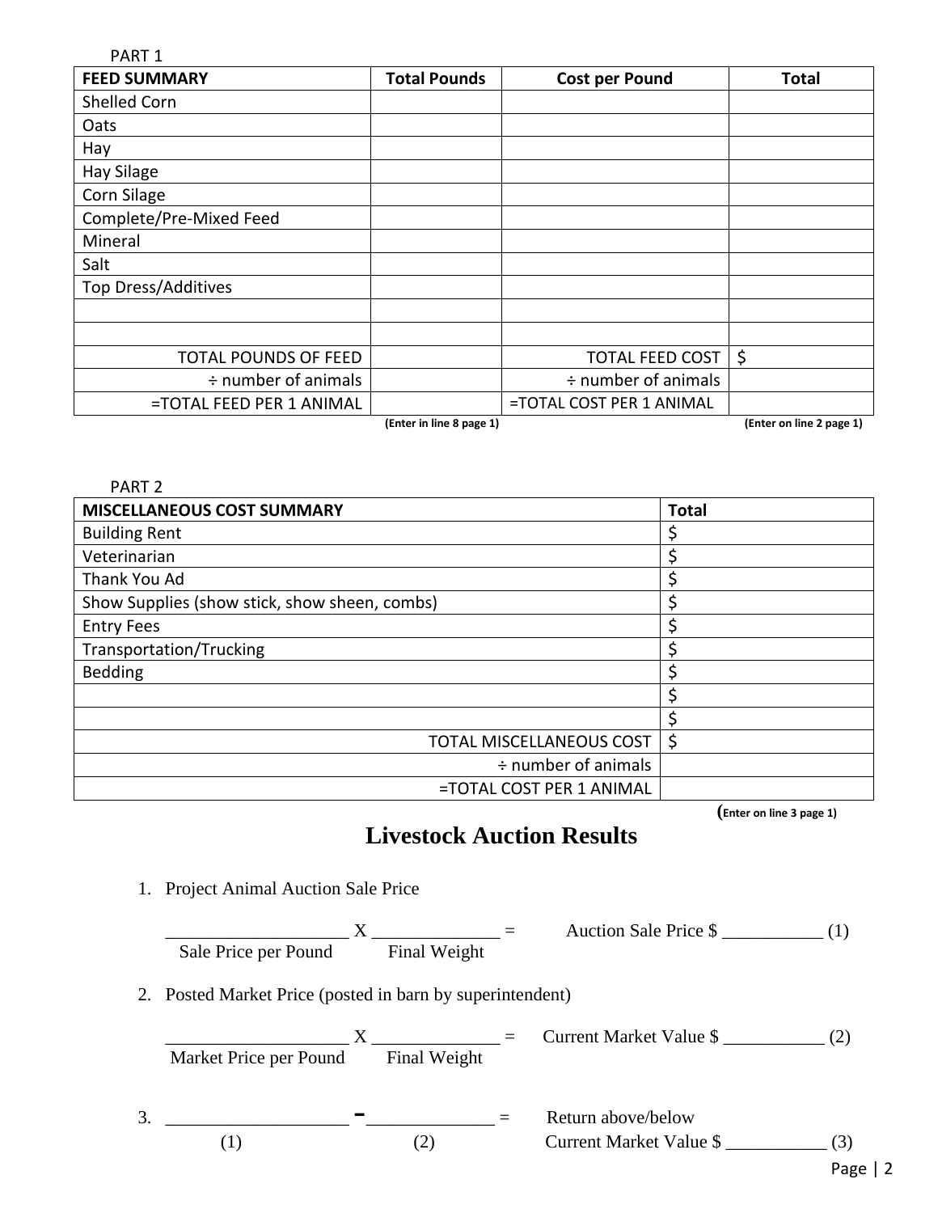PART 1

| FEED SUMMARY | Total Pounds | Cost per Pound | Total |
|---|---|---|---|
| Shelled Corn | | | |
| Oats | | | |
| Hay | | | |
| Hay Silage | | | |
| Corn Silage | | | |
| Complete/Pre-Mixed Feed | | | |
| Mineral | | | |
| Salt | | | |
| Top Dress/Additives | | | |
| | | | |
| | | | |
| TOTAL POUNDS OF FEED | | TOTAL FEED COST | $ |
| ÷ number of animals | | ÷ number of animals | |
| =TOTAL FEED PER 1 ANIMAL | | =TOTAL COST PER 1 ANIMAL | |
| | (Enter in line 8 page 1) | | (Enter on line 2 page 1) |

PART 2

| MISCELLANEOUS COST SUMMARY | Total |
|---|---|
| Building Rent | $ |
| Veterinarian | $ |
| Thank You Ad | $ |
| Show Supplies (show stick, show sheen, combs) | $ |
| Entry Fees | $ |
| Transportation/Trucking | $ |
| Bedding | $ |
| | $ |
| | $ |
| TOTAL MISCELLANEOUS COST | $ |
| ÷ number of animals | |
| =TOTAL COST PER 1 ANIMAL | |
| | (Enter on line 3 page 1) |

## Livestock Auction Results

1. Project Animal Auction Sale Price

   ____________________ X ______________ = Auction Sale Price $ ___________ (1)
   Sale Price per Pound &nbsp;&nbsp;&nbsp; Final Weight

2. Posted Market Price (posted in barn by superintendent)

   ____________________ X ______________ = Current Market Value $ ___________ (2)
   Market Price per Pound &nbsp;&nbsp;&nbsp; Final Weight

3. ____________________ - ______________ = Return above/below Current Market Value $ ___________ (3)
   (1) &nbsp;&nbsp;&nbsp; (2)